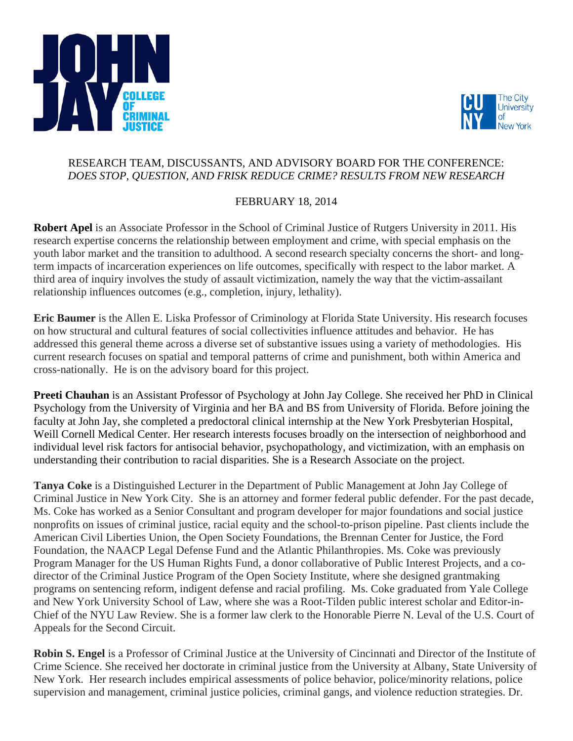RESEARCH TEAM, DISCUSSANTS, AND ADVISORY BOARD FOR THE CONFERENCE:
*DOES STOP, QUESTION, AND FRISK REDUCE CRIME? RESULTS FROM NEW RESEARCH*

FEBRUARY 18, 2014

**Robert Apel** is an Associate Professor in the School of Criminal Justice of Rutgers University in 2011. His research expertise concerns the relationship between employment and crime, with special emphasis on the youth labor market and the transition to adulthood. A second research specialty concerns the short- and long-term impacts of incarceration experiences on life outcomes, specifically with respect to the labor market. A third area of inquiry involves the study of assault victimization, namely the way that the victim-assailant relationship influences outcomes (e.g., completion, injury, lethality).

**Eric Baumer** is the Allen E. Liska Professor of Criminology at Florida State University. His research focuses on how structural and cultural features of social collectivities influence attitudes and behavior. He has addressed this general theme across a diverse set of substantive issues using a variety of methodologies. His current research focuses on spatial and temporal patterns of crime and punishment, both within America and cross-nationally. He is on the advisory board for this project.

**Preeti Chauhan** is an Assistant Professor of Psychology at John Jay College. She received her PhD in Clinical Psychology from the University of Virginia and her BA and BS from University of Florida. Before joining the faculty at John Jay, she completed a predoctoral clinical internship at the New York Presbyterian Hospital, Weill Cornell Medical Center. Her research interests focuses broadly on the intersection of neighborhood and individual level risk factors for antisocial behavior, psychopathology, and victimization, with an emphasis on understanding their contribution to racial disparities. She is a Research Associate on the project.

**Tanya Coke** is a Distinguished Lecturer in the Department of Public Management at John Jay College of Criminal Justice in New York City. She is an attorney and former federal public defender. For the past decade, Ms. Coke has worked as a Senior Consultant and program developer for major foundations and social justice nonprofits on issues of criminal justice, racial equity and the school-to-prison pipeline. Past clients include the American Civil Liberties Union, the Open Society Foundations, the Brennan Center for Justice, the Ford Foundation, the NAACP Legal Defense Fund and the Atlantic Philanthropies. Ms. Coke was previously Program Manager for the US Human Rights Fund, a donor collaborative of Public Interest Projects, and a co-director of the Criminal Justice Program of the Open Society Institute, where she designed grantmaking programs on sentencing reform, indigent defense and racial profiling. Ms. Coke graduated from Yale College and New York University School of Law, where she was a Root-Tilden public interest scholar and Editor-in-Chief of the NYU Law Review. She is a former law clerk to the Honorable Pierre N. Leval of the U.S. Court of Appeals for the Second Circuit.

**Robin S. Engel** is a Professor of Criminal Justice at the University of Cincinnati and Director of the Institute of Crime Science. She received her doctorate in criminal justice from the University at Albany, State University of New York. Her research includes empirical assessments of police behavior, police/minority relations, police supervision and management, criminal justice policies, criminal gangs, and violence reduction strategies. Dr.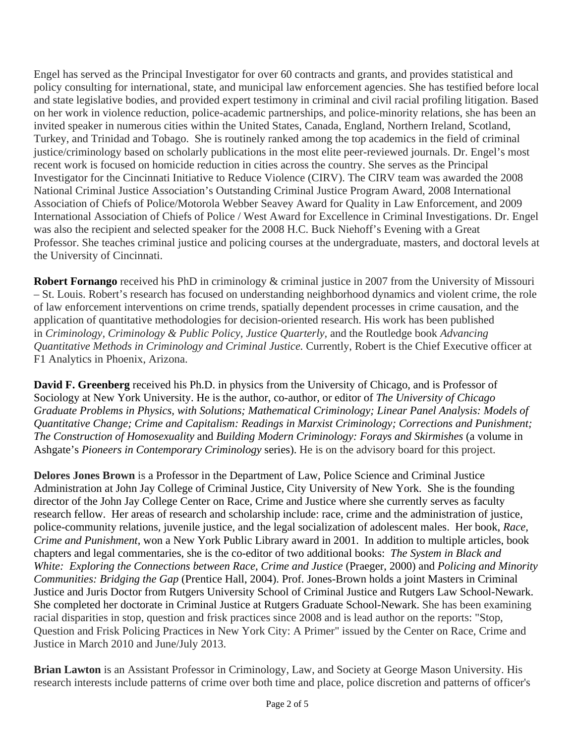Engel has served as the Principal Investigator for over 60 contracts and grants, and provides statistical and policy consulting for international, state, and municipal law enforcement agencies. She has testified before local and state legislative bodies, and provided expert testimony in criminal and civil racial profiling litigation. Based on her work in violence reduction, police-academic partnerships, and police-minority relations, she has been an invited speaker in numerous cities within the United States, Canada, England, Northern Ireland, Scotland, Turkey, and Trinidad and Tobago. She is routinely ranked among the top academics in the field of criminal justice/criminology based on scholarly publications in the most elite peer-reviewed journals. Dr. Engel's most recent work is focused on homicide reduction in cities across the country. She serves as the Principal Investigator for the Cincinnati Initiative to Reduce Violence (CIRV). The CIRV team was awarded the 2008 National Criminal Justice Association's Outstanding Criminal Justice Program Award, 2008 International Association of Chiefs of Police/Motorola Webber Seavey Award for Quality in Law Enforcement, and 2009 International Association of Chiefs of Police / West Award for Excellence in Criminal Investigations. Dr. Engel was also the recipient and selected speaker for the 2008 H.C. Buck Niehoff's Evening with a Great Professor. She teaches criminal justice and policing courses at the undergraduate, masters, and doctoral levels at the University of Cincinnati.

**Robert Fornango** received his PhD in criminology & criminal justice in 2007 from the University of Missouri – St. Louis. Robert's research has focused on understanding neighborhood dynamics and violent crime, the role of law enforcement interventions on crime trends, spatially dependent processes in crime causation, and the application of quantitative methodologies for decision-oriented research. His work has been published in *Criminology, Criminology & Public Policy, Justice Quarterly*, and the Routledge book *Advancing Quantitative Methods in Criminology and Criminal Justice.* Currently, Robert is the Chief Executive officer at F1 Analytics in Phoenix, Arizona.

**David F. Greenberg** received his Ph.D. in physics from the University of Chicago, and is Professor of Sociology at New York University. He is the author, co-author, or editor of *The University of Chicago Graduate Problems in Physics, with Solutions; Mathematical Criminology; Linear Panel Analysis: Models of Quantitative Change; Crime and Capitalism: Readings in Marxist Criminology; Corrections and Punishment; The Construction of Homosexuality* and *Building Modern Criminology: Forays and Skirmishes* (a volume in Ashgate's *Pioneers in Contemporary Criminology* series). He is on the advisory board for this project.

**Delores Jones Brown** is a Professor in the Department of Law, Police Science and Criminal Justice Administration at John Jay College of Criminal Justice, City University of New York. She is the founding director of the John Jay College Center on Race, Crime and Justice where she currently serves as faculty research fellow. Her areas of research and scholarship include: race, crime and the administration of justice, police-community relations, juvenile justice, and the legal socialization of adolescent males. Her book, *Race, Crime and Punishment*, won a New York Public Library award in 2001. In addition to multiple articles, book chapters and legal commentaries, she is the co-editor of two additional books: *The System in Black and White: Exploring the Connections between Race, Crime and Justice* (Praeger, 2000) and *Policing and Minority Communities: Bridging the Gap* (Prentice Hall, 2004). Prof. Jones-Brown holds a joint Masters in Criminal Justice and Juris Doctor from Rutgers University School of Criminal Justice and Rutgers Law School-Newark. She completed her doctorate in Criminal Justice at Rutgers Graduate School-Newark. She has been examining racial disparities in stop, question and frisk practices since 2008 and is lead author on the reports: "Stop, Question and Frisk Policing Practices in New York City: A Primer" issued by the Center on Race, Crime and Justice in March 2010 and June/July 2013.

**Brian Lawton** is an Assistant Professor in Criminology, Law, and Society at George Mason University. His research interests include patterns of crime over both time and place, police discretion and patterns of officer's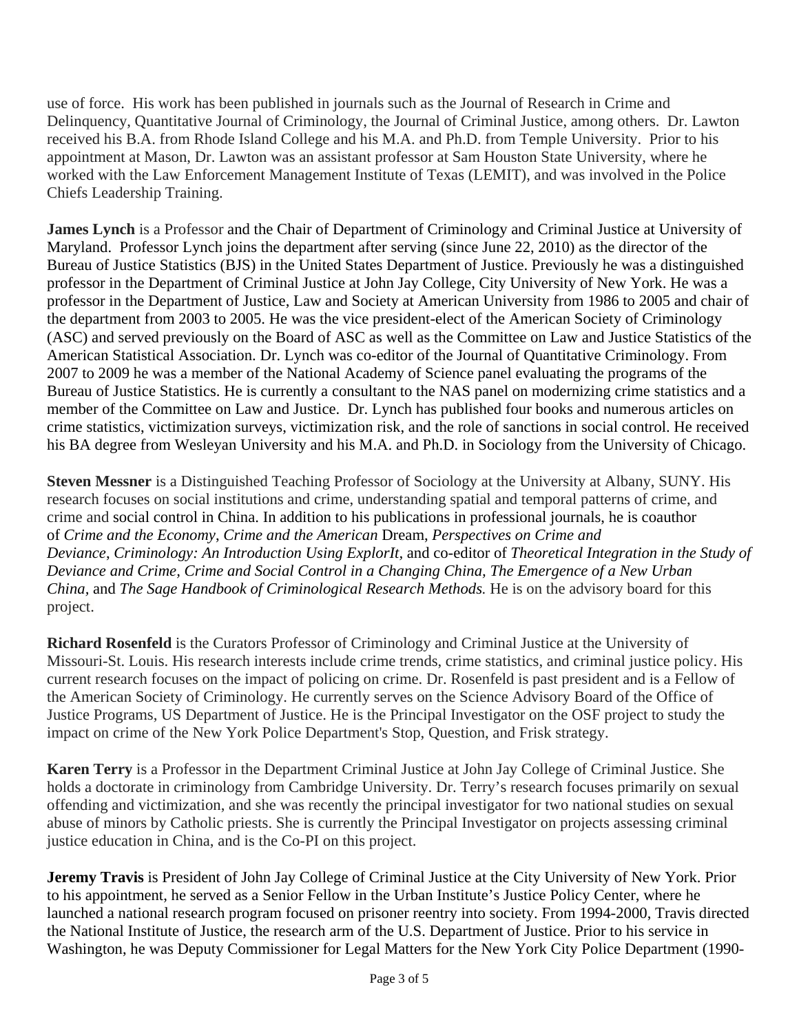use of force.  His work has been published in journals such as the Journal of Research in Crime and Delinquency, Quantitative Journal of Criminology, the Journal of Criminal Justice, among others.  Dr. Lawton received his B.A. from Rhode Island College and his M.A. and Ph.D. from Temple University.  Prior to his appointment at Mason, Dr. Lawton was an assistant professor at Sam Houston State University, where he worked with the Law Enforcement Management Institute of Texas (LEMIT), and was involved in the Police Chiefs Leadership Training.

**James Lynch** is a Professor and the Chair of Department of Criminology and Criminal Justice at University of Maryland.  Professor Lynch joins the department after serving (since June 22, 2010) as the director of the Bureau of Justice Statistics (BJS) in the United States Department of Justice. Previously he was a distinguished professor in the Department of Criminal Justice at John Jay College, City University of New York. He was a professor in the Department of Justice, Law and Society at American University from 1986 to 2005 and chair of the department from 2003 to 2005. He was the vice president-elect of the American Society of Criminology (ASC) and served previously on the Board of ASC as well as the Committee on Law and Justice Statistics of the American Statistical Association. Dr. Lynch was co-editor of the Journal of Quantitative Criminology. From 2007 to 2009 he was a member of the National Academy of Science panel evaluating the programs of the Bureau of Justice Statistics. He is currently a consultant to the NAS panel on modernizing crime statistics and a member of the Committee on Law and Justice.  Dr. Lynch has published four books and numerous articles on crime statistics, victimization surveys, victimization risk, and the role of sanctions in social control. He received his BA degree from Wesleyan University and his M.A. and Ph.D. in Sociology from the University of Chicago.

**Steven Messner** is a Distinguished Teaching Professor of Sociology at the University at Albany, SUNY. His research focuses on social institutions and crime, understanding spatial and temporal patterns of crime, and crime and social control in China. In addition to his publications in professional journals, he is coauthor of *Crime and the Economy*, *Crime and the American* Dream, *Perspectives on Crime and Deviance*, *Criminology: An Introduction Using ExplorIt*, and co-editor of *Theoretical Integration in the Study of Deviance and Crime, Crime and Social Control in a Changing China, The Emergence of a New Urban China,* and *The Sage Handbook of Criminological Research Methods.* He is on the advisory board for this project.

**Richard Rosenfeld** is the Curators Professor of Criminology and Criminal Justice at the University of Missouri-St. Louis. His research interests include crime trends, crime statistics, and criminal justice policy. His current research focuses on the impact of policing on crime. Dr. Rosenfeld is past president and is a Fellow of the American Society of Criminology. He currently serves on the Science Advisory Board of the Office of Justice Programs, US Department of Justice. He is the Principal Investigator on the OSF project to study the impact on crime of the New York Police Department's Stop, Question, and Frisk strategy.

**Karen Terry** is a Professor in the Department Criminal Justice at John Jay College of Criminal Justice. She holds a doctorate in criminology from Cambridge University. Dr. Terry's research focuses primarily on sexual offending and victimization, and she was recently the principal investigator for two national studies on sexual abuse of minors by Catholic priests. She is currently the Principal Investigator on projects assessing criminal justice education in China, and is the Co-PI on this project.

**Jeremy Travis** is President of John Jay College of Criminal Justice at the City University of New York. Prior to his appointment, he served as a Senior Fellow in the Urban Institute's Justice Policy Center, where he launched a national research program focused on prisoner reentry into society. From 1994-2000, Travis directed the National Institute of Justice, the research arm of the U.S. Department of Justice. Prior to his service in Washington, he was Deputy Commissioner for Legal Matters for the New York City Police Department (1990-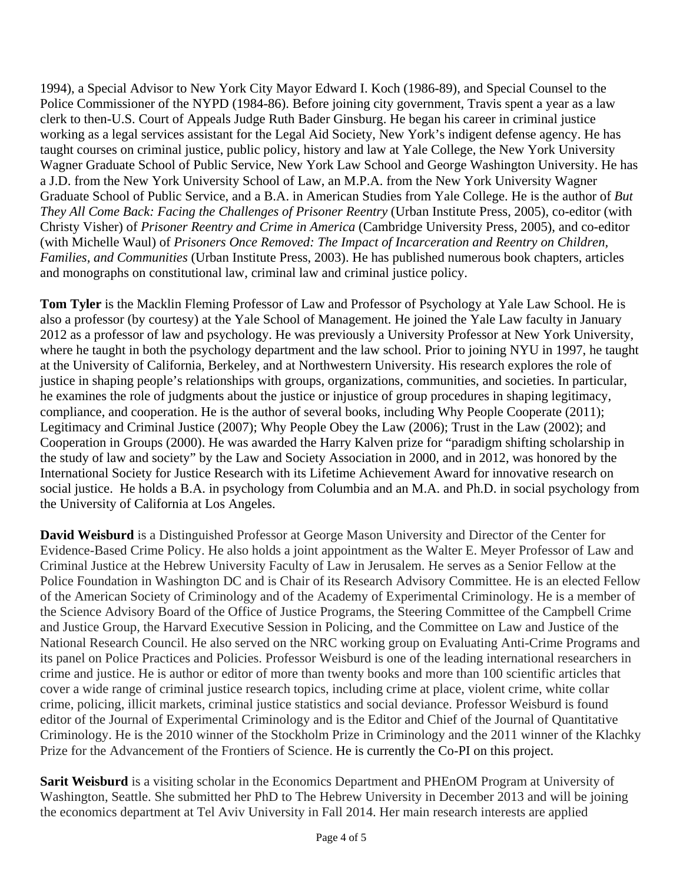1994), a Special Advisor to New York City Mayor Edward I. Koch (1986-89), and Special Counsel to the Police Commissioner of the NYPD (1984-86). Before joining city government, Travis spent a year as a law clerk to then-U.S. Court of Appeals Judge Ruth Bader Ginsburg. He began his career in criminal justice working as a legal services assistant for the Legal Aid Society, New York's indigent defense agency. He has taught courses on criminal justice, public policy, history and law at Yale College, the New York University Wagner Graduate School of Public Service, New York Law School and George Washington University. He has a J.D. from the New York University School of Law, an M.P.A. from the New York University Wagner Graduate School of Public Service, and a B.A. in American Studies from Yale College. He is the author of *But They All Come Back: Facing the Challenges of Prisoner Reentry* (Urban Institute Press, 2005), co-editor (with Christy Visher) of *Prisoner Reentry and Crime in America* (Cambridge University Press, 2005), and co-editor (with Michelle Waul) of *Prisoners Once Removed: The Impact of Incarceration and Reentry on Children, Families, and Communities* (Urban Institute Press, 2003). He has published numerous book chapters, articles and monographs on constitutional law, criminal law and criminal justice policy.

**Tom Tyler** is the Macklin Fleming Professor of Law and Professor of Psychology at Yale Law School. He is also a professor (by courtesy) at the Yale School of Management. He joined the Yale Law faculty in January 2012 as a professor of law and psychology. He was previously a University Professor at New York University, where he taught in both the psychology department and the law school. Prior to joining NYU in 1997, he taught at the University of California, Berkeley, and at Northwestern University. His research explores the role of justice in shaping people's relationships with groups, organizations, communities, and societies. In particular, he examines the role of judgments about the justice or injustice of group procedures in shaping legitimacy, compliance, and cooperation. He is the author of several books, including Why People Cooperate (2011); Legitimacy and Criminal Justice (2007); Why People Obey the Law (2006); Trust in the Law (2002); and Cooperation in Groups (2000). He was awarded the Harry Kalven prize for "paradigm shifting scholarship in the study of law and society" by the Law and Society Association in 2000, and in 2012, was honored by the International Society for Justice Research with its Lifetime Achievement Award for innovative research on social justice. He holds a B.A. in psychology from Columbia and an M.A. and Ph.D. in social psychology from the University of California at Los Angeles.

**David Weisburd** is a Distinguished Professor at George Mason University and Director of the Center for Evidence-Based Crime Policy. He also holds a joint appointment as the Walter E. Meyer Professor of Law and Criminal Justice at the Hebrew University Faculty of Law in Jerusalem. He serves as a Senior Fellow at the Police Foundation in Washington DC and is Chair of its Research Advisory Committee. He is an elected Fellow of the American Society of Criminology and of the Academy of Experimental Criminology. He is a member of the Science Advisory Board of the Office of Justice Programs, the Steering Committee of the Campbell Crime and Justice Group, the Harvard Executive Session in Policing, and the Committee on Law and Justice of the National Research Council. He also served on the NRC working group on Evaluating Anti-Crime Programs and its panel on Police Practices and Policies. Professor Weisburd is one of the leading international researchers in crime and justice. He is author or editor of more than twenty books and more than 100 scientific articles that cover a wide range of criminal justice research topics, including crime at place, violent crime, white collar crime, policing, illicit markets, criminal justice statistics and social deviance. Professor Weisburd is found editor of the Journal of Experimental Criminology and is the Editor and Chief of the Journal of Quantitative Criminology. He is the 2010 winner of the Stockholm Prize in Criminology and the 2011 winner of the Klachky Prize for the Advancement of the Frontiers of Science. He is currently the Co-PI on this project.

**Sarit Weisburd** is a visiting scholar in the Economics Department and PHEnOM Program at University of Washington, Seattle. She submitted her PhD to The Hebrew University in December 2013 and will be joining the economics department at Tel Aviv University in Fall 2014. Her main research interests are applied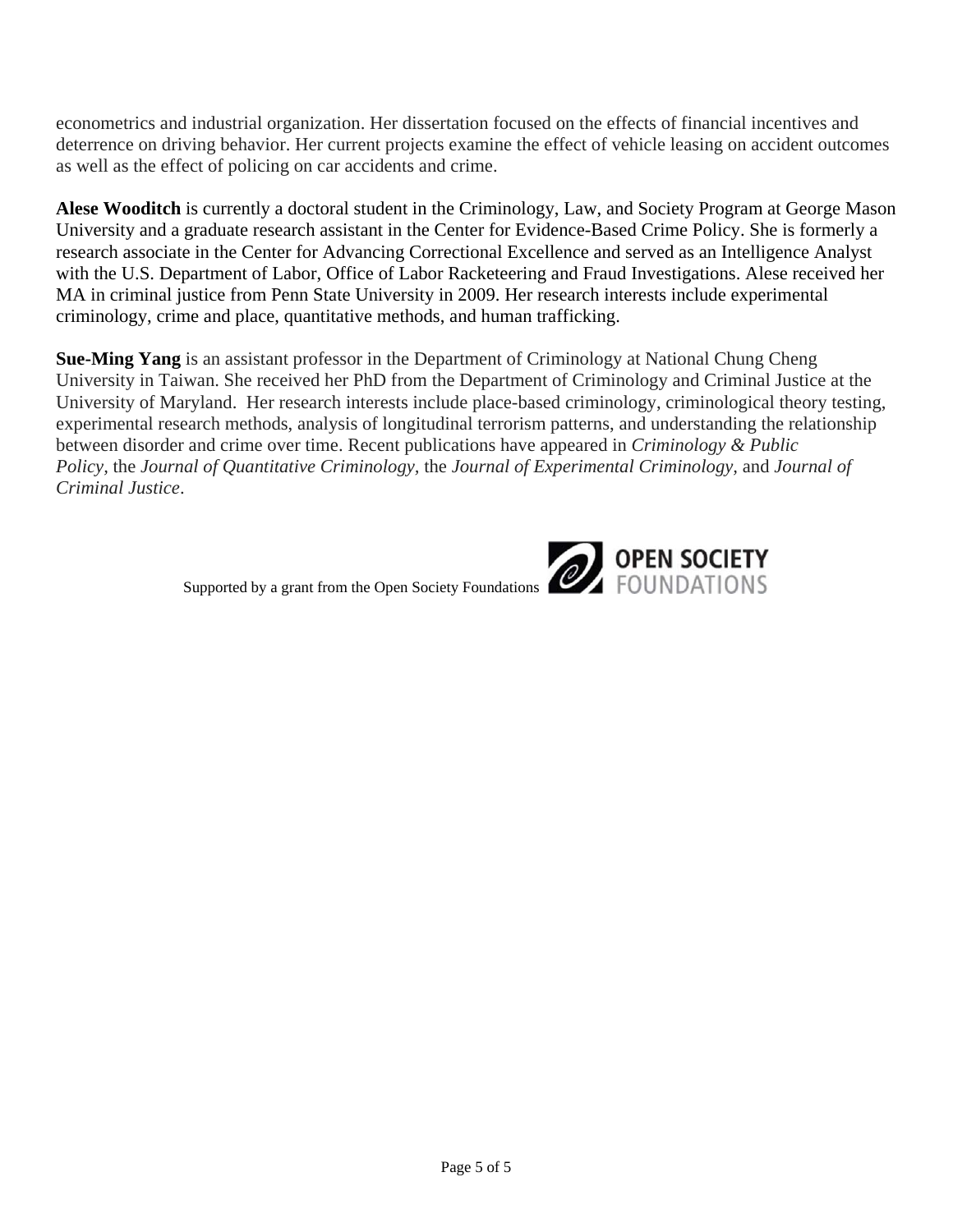econometrics and industrial organization. Her dissertation focused on the effects of financial incentives and deterrence on driving behavior. Her current projects examine the effect of vehicle leasing on accident outcomes as well as the effect of policing on car accidents and crime.

**Alese Wooditch** is currently a doctoral student in the Criminology, Law, and Society Program at George Mason University and a graduate research assistant in the Center for Evidence-Based Crime Policy. She is formerly a research associate in the Center for Advancing Correctional Excellence and served as an Intelligence Analyst with the U.S. Department of Labor, Office of Labor Racketeering and Fraud Investigations. Alese received her MA in criminal justice from Penn State University in 2009. Her research interests include experimental criminology, crime and place, quantitative methods, and human trafficking.

**Sue-Ming Yang** is an assistant professor in the Department of Criminology at National Chung Cheng University in Taiwan. She received her PhD from the Department of Criminology and Criminal Justice at the University of Maryland. Her research interests include place-based criminology, criminological theory testing, experimental research methods, analysis of longitudinal terrorism patterns, and understanding the relationship between disorder and crime over time. Recent publications have appeared in *Criminology & Public Policy*, the *Journal of Quantitative Criminology*, the *Journal of Experimental Criminology*, and *Journal of Criminal Justice*.

Supported by a grant from the Open Society Foundations

OPEN SOCIETY FOUNDATIONS